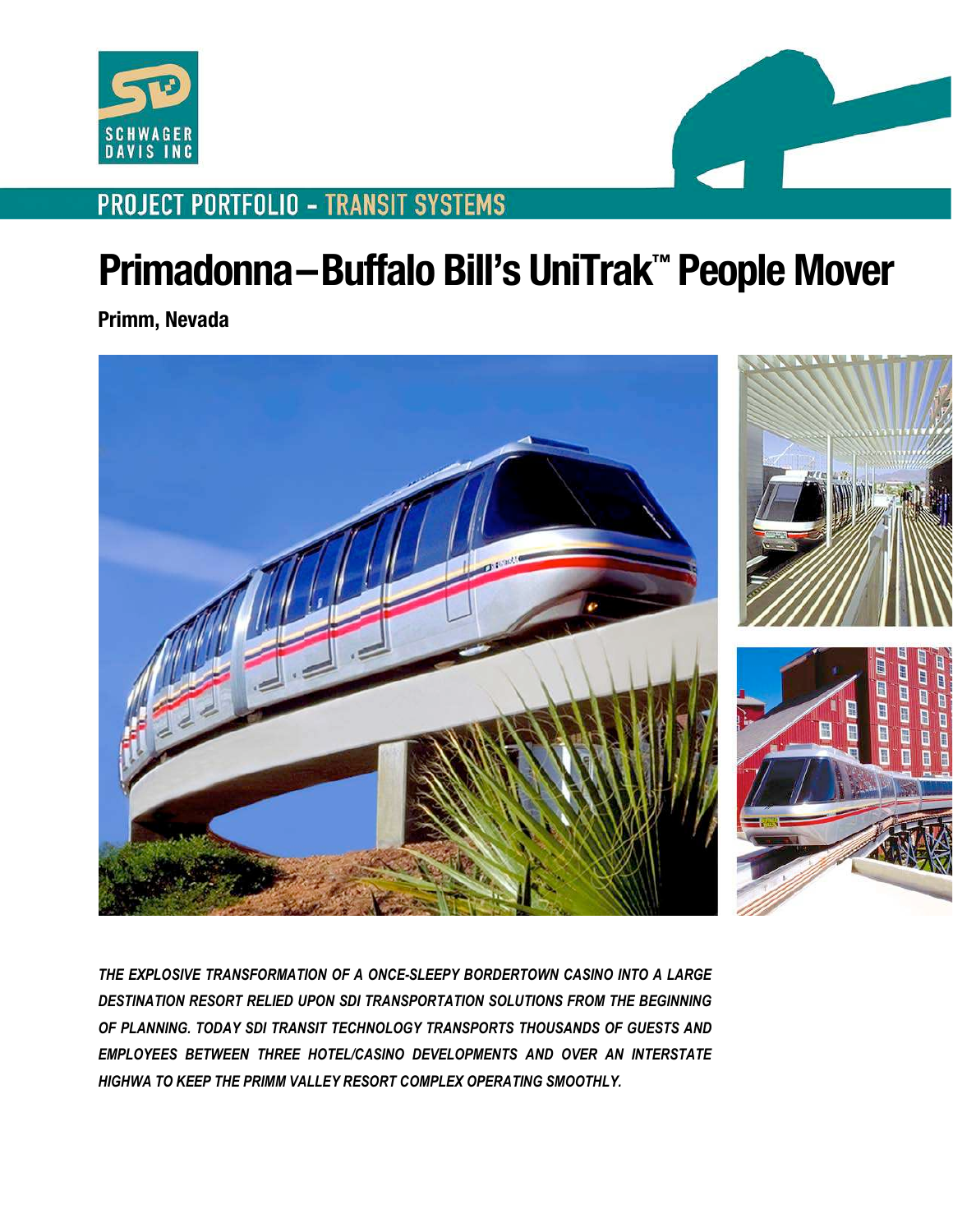SCHWAGER DAVIS INC

PROJECT PORTFOLIO - TRANSIT SYSTEMS

# Primadonna–Buffalo Bill's UniTrak™ People Mover

**Primm, Nevada**

***THE EXPLOSIVE TRANSFORMATION OF A ONCE-SLEEPY BORDERTOWN CASINO INTO A LARGE DESTINATION RESORT RELIED UPON SDI TRANSPORTATION SOLUTIONS FROM THE BEGINNING OF PLANNING. TODAY SDI TRANSIT TECHNOLOGY TRANSPORTS THOUSANDS OF GUESTS AND EMPLOYEES BETWEEN THREE HOTEL/CASINO DEVELOPMENTS AND OVER AN INTERSTATE HIGHWA TO KEEP THE PRIMM VALLEY RESORT COMPLEX OPERATING SMOOTHLY.***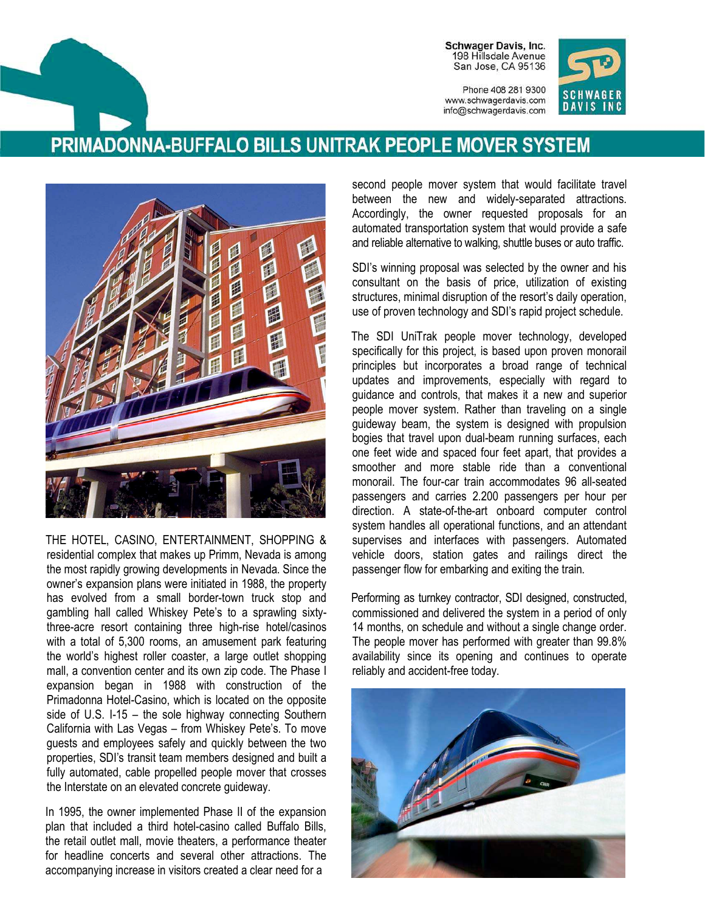Schwager Davis, Inc.
198 Hillsdale Avenue
San Jose, CA 95136

Phone 408 281 9300
www.schwagerdavis.com
info@schwagerdavis.com

# PRIMADONNA-BUFFALO BILLS UNITRAK PEOPLE MOVER SYSTEM

THE HOTEL, CASINO, ENTERTAINMENT, SHOPPING & residential complex that makes up Primm, Nevada is among the most rapidly growing developments in Nevada. Since the owner's expansion plans were initiated in 1988, the property has evolved from a small border-town truck stop and gambling hall called Whiskey Pete's to a sprawling sixty-three-acre resort containing three high-rise hotel/casinos with a total of 5,300 rooms, an amusement park featuring the world's highest roller coaster, a large outlet shopping mall, a convention center and its own zip code. The Phase I expansion began in 1988 with construction of the Primadonna Hotel-Casino, which is located on the opposite side of U.S. I-15 – the sole highway connecting Southern California with Las Vegas – from Whiskey Pete's. To move guests and employees safely and quickly between the two properties, SDI's transit team members designed and built a fully automated, cable propelled people mover that crosses the Interstate on an elevated concrete guideway.

In 1995, the owner implemented Phase II of the expansion plan that included a third hotel-casino called Buffalo Bills, the retail outlet mall, movie theaters, a performance theater for headline concerts and several other attractions. The accompanying increase in visitors created a clear need for a second people mover system that would facilitate travel between the new and widely-separated attractions. Accordingly, the owner requested proposals for an automated transportation system that would provide a safe and reliable alternative to walking, shuttle buses or auto traffic.

SDI's winning proposal was selected by the owner and his consultant on the basis of price, utilization of existing structures, minimal disruption of the resort's daily operation, use of proven technology and SDI's rapid project schedule.

The SDI UniTrak people mover technology, developed specifically for this project, is based upon proven monorail principles but incorporates a broad range of technical updates and improvements, especially with regard to guidance and controls, that makes it a new and superior people mover system. Rather than traveling on a single guideway beam, the system is designed with propulsion bogies that travel upon dual-beam running surfaces, each one feet wide and spaced four feet apart, that provides a smoother and more stable ride than a conventional monorail. The four-car train accommodates 96 all-seated passengers and carries 2.200 passengers per hour per direction. A state-of-the-art onboard computer control system handles all operational functions, and an attendant supervises and interfaces with passengers. Automated vehicle doors, station gates and railings direct the passenger flow for embarking and exiting the train.

Performing as turnkey contractor, SDI designed, constructed, commissioned and delivered the system in a period of only 14 months, on schedule and without a single change order. The people mover has performed with greater than 99.8% availability since its opening and continues to operate reliably and accident-free today.